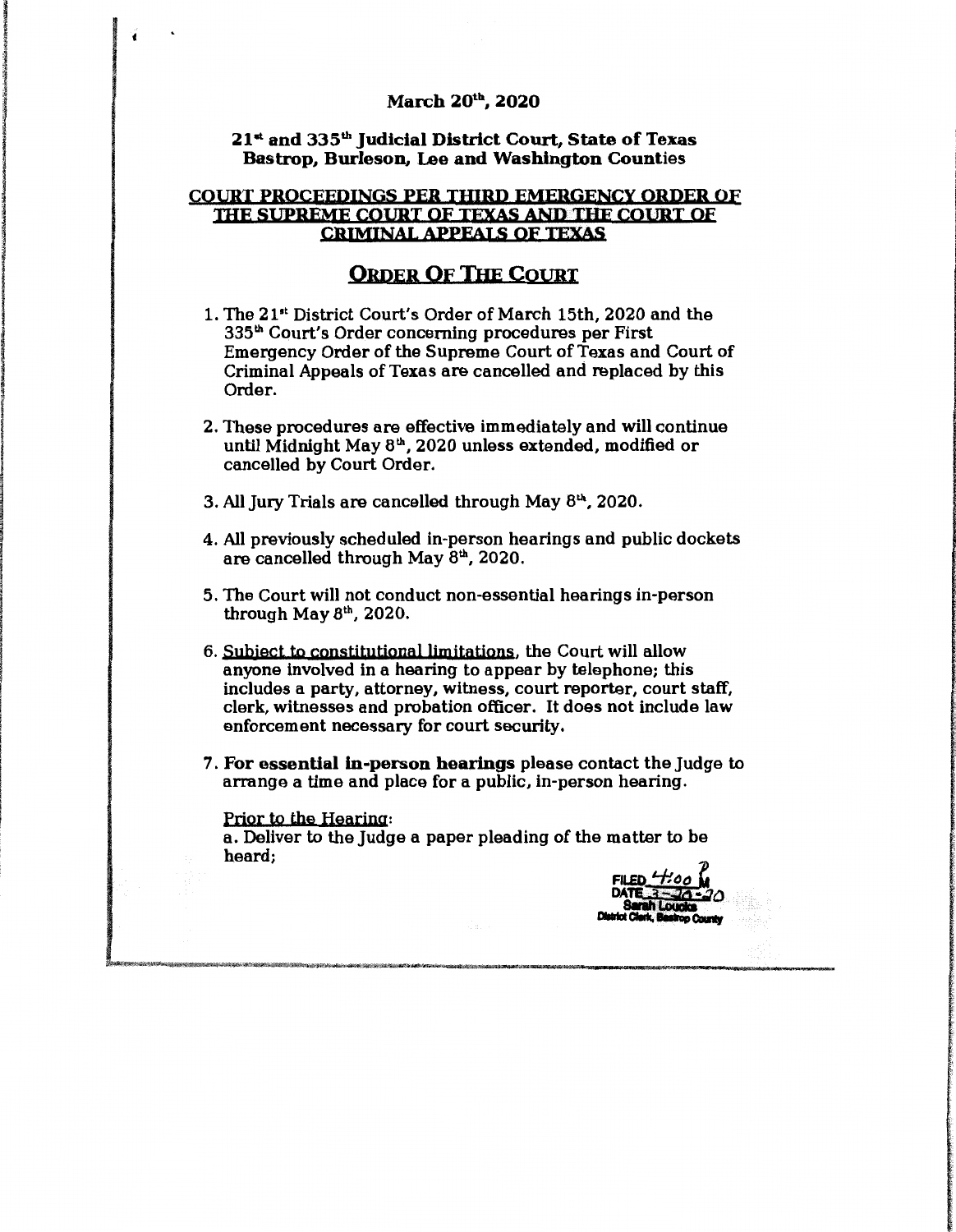**March 20th, 2020**

**21st and 335th Judicial District Court, State of Texas**
**Bastrop, Burleson, Lee and Washington Counties**

**COURT PROCEEDINGS PER THIRD EMERGENCY ORDER OF THE SUPREME COURT OF TEXAS AND THE COURT OF CRIMINAL APPEALS OF TEXAS**

# ORDER OF THE COURT

1. The 21st District Court's Order of March 15th, 2020 and the 335th Court's Order concerning procedures per First Emergency Order of the Supreme Court of Texas and Court of Criminal Appeals of Texas are cancelled and replaced by this Order.

2. These procedures are effective immediately and will continue until Midnight May 8th, 2020 unless extended, modified or cancelled by Court Order.

3. All Jury Trials are cancelled through May 8th, 2020.

4. All previously scheduled in-person hearings and public dockets are cancelled through May 8th, 2020.

5. The Court will not conduct non-essential hearings in-person through May 8th, 2020.

6. Subject to constitutional limitations, the Court will allow anyone involved in a hearing to appear by telephone; this includes a party, attorney, witness, court reporter, court staff, clerk, witnesses and probation officer. It does not include law enforcement necessary for court security.

7. **For essential in-person hearings** please contact the Judge to arrange a time and place for a public, in-person hearing.

   Prior to the Hearing:
   a. Deliver to the Judge a paper pleading of the matter to be heard;

FILED 4:00 P M
DATE 3-20-20
Sarah Loucks
District Clerk, Bastrop County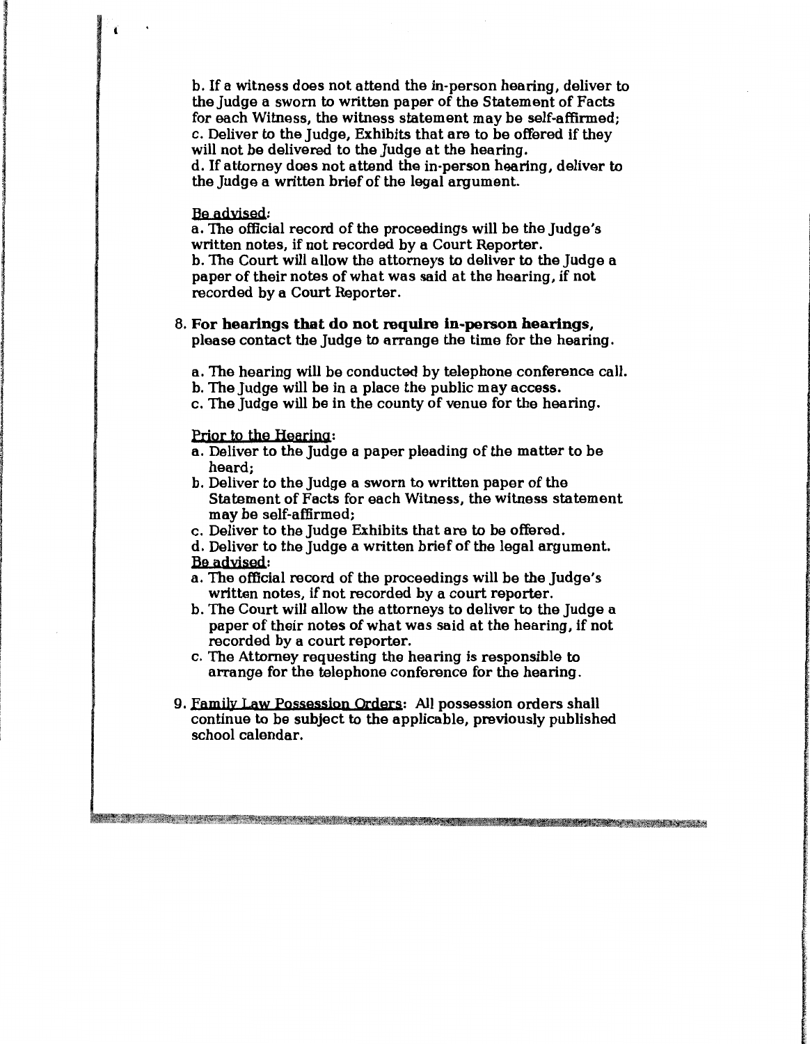b. If a witness does not attend the in-person hearing, deliver to the Judge a sworn to written paper of the Statement of Facts for each Witness, the witness statement may be self-affirmed;
c. Deliver to the Judge, Exhibits that are to be offered if they will not be delivered to the Judge at the hearing.
d. If attorney does not attend the in-person hearing, deliver to the Judge a written brief of the legal argument.

Be advised:
a. The official record of the proceedings will be the Judge's written notes, if not recorded by a Court Reporter.
b. The Court will allow the attorneys to deliver to the Judge a paper of their notes of what was said at the hearing, if not recorded by a Court Reporter.

8. **For hearings that do not require in-person hearings,** please contact the Judge to arrange the time for the hearing.

   a. The hearing will be conducted by telephone conference call.
   b. The Judge will be in a place the public may access.
   c. The Judge will be in the county of venue for the hearing.

   Prior to the Hearing:
   a. Deliver to the Judge a paper pleading of the matter to be heard;
   b. Deliver to the Judge a sworn to written paper of the Statement of Facts for each Witness, the witness statement may be self-affirmed;
   c. Deliver to the Judge Exhibits that are to be offered.
   d. Deliver to the Judge a written brief of the legal argument.

   Be advised:
   a. The official record of the proceedings will be the Judge's written notes, if not recorded by a court reporter.
   b. The Court will allow the attorneys to deliver to the Judge a paper of their notes of what was said at the hearing, if not recorded by a court reporter.
   c. The Attorney requesting the hearing is responsible to arrange for the telephone conference for the hearing.

9. Family Law Possession Orders: All possession orders shall continue to be subject to the applicable, previously published school calendar.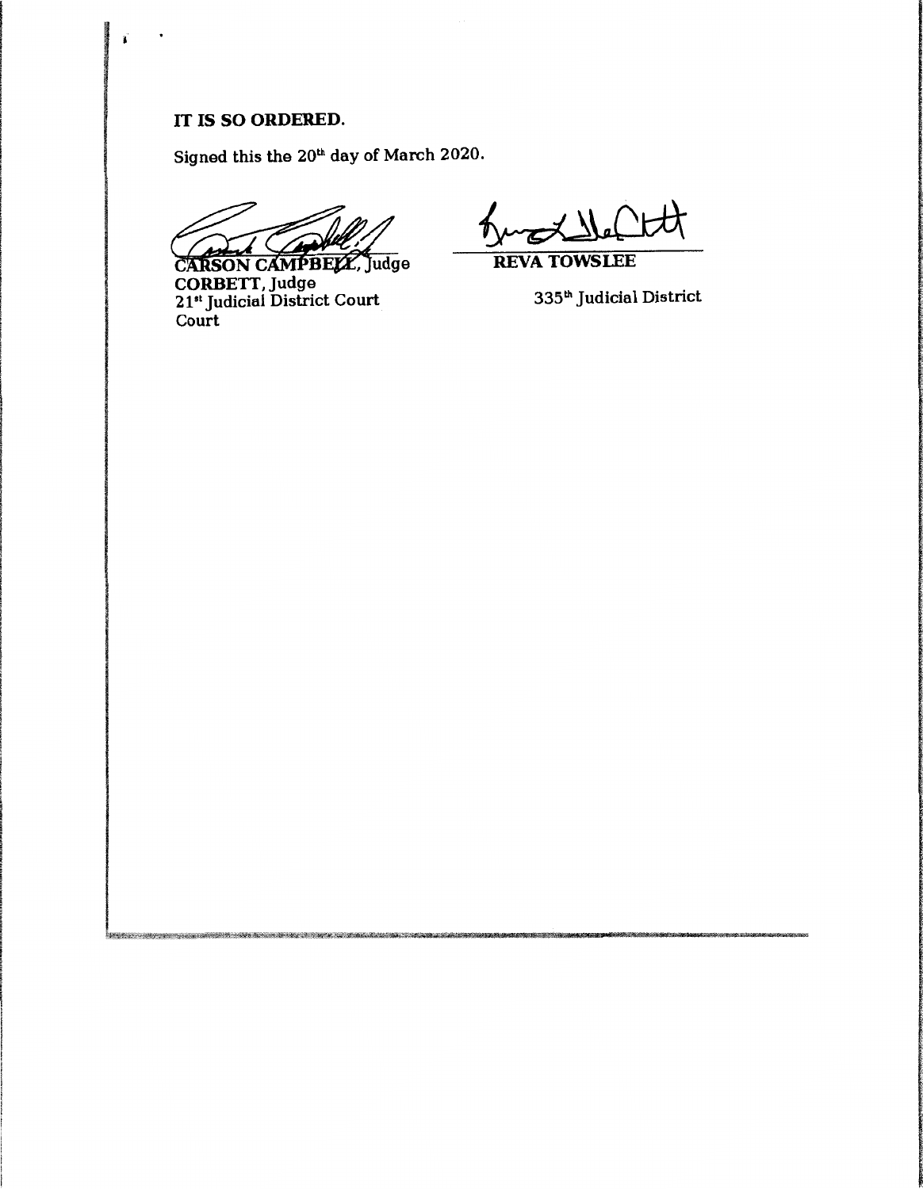**IT IS SO ORDERED.**

Signed this the 20th day of March 2020.

**CARSON CAMPBELL, Judge**
**CORBETT, Judge**
21st Judicial District Court
Court

**REVA TOWSLEE**

335th Judicial District